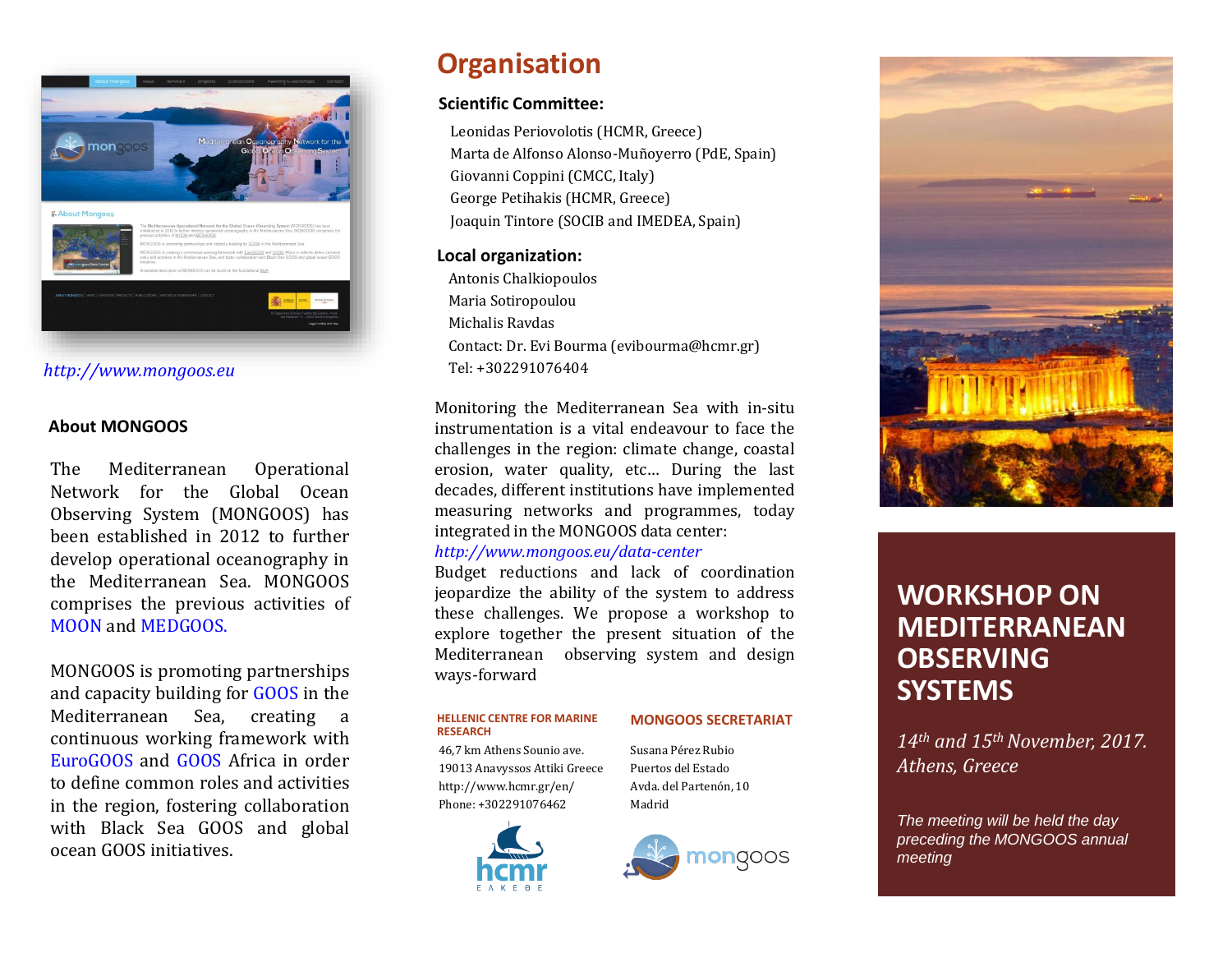http://www.mongoos.eu

## About MONGOOS

The Mediterranean Operational Network for the Global Ocean Observing System (MONGOOS) has been established in 2012 to further develop operational oceanography in the Mediterranean Sea. MONGOOS comprises the previous activities of MOON and MEDGOOS.

MONGOOS is promoting partnerships and capacity building for GOOS in the Mediterranean Sea, creating a continuous working framework with EuroGOOS and GOOS Africa in order to define common roles and activities in the region, fostering collaboration with Black Sea GOOS and global ocean GOOS initiatives.

# Organisation

### Scientific Committee:

Leonidas Periovolotis (HCMR, Greece)
Marta de Alfonso Alonso-Muñoyerro (PdE, Spain)
Giovanni Coppini (CMCC, Italy)
George Petihakis (HCMR, Greece)
Joaquin Tintore (SOCIB and IMEDEA, Spain)

### Local organization:

Antonis Chalkiopoulos
Maria Sotiropoulou
Michalis Ravdas
Contact: Dr. Evi Bourma (evibourma@hcmr.gr)
Tel: +302291076404

Monitoring the Mediterranean Sea with in-situ instrumentation is a vital endeavour to face the challenges in the region: climate change, coastal erosion, water quality, etc… During the last decades, different institutions have implemented measuring networks and programmes, today integrated in the MONGOOS data center:
*http://www.mongoos.eu/data-center*
Budget reductions and lack of coordination jeopardize the ability of the system to address these challenges. We propose a workshop to explore together the present situation of the Mediterranean observing system and design ways-forward

**HELLENIC CENTRE FOR MARINE RESEARCH**

46,7 km Athens Sounio ave.
19013 Anavyssos Attiki Greece
http://www.hcmr.gr/en/
Phone: +302291076462

**MONGOOS SECRETARIAT**

Susana Pérez Rubio
Puertos del Estado
Avda. del Partenón, 10
Madrid

# WORKSHOP ON MEDITERRANEAN OBSERVING SYSTEMS

*14th and 15th November, 2017.*
*Athens, Greece*

*The meeting will be held the day preceding the MONGOOS annual meeting*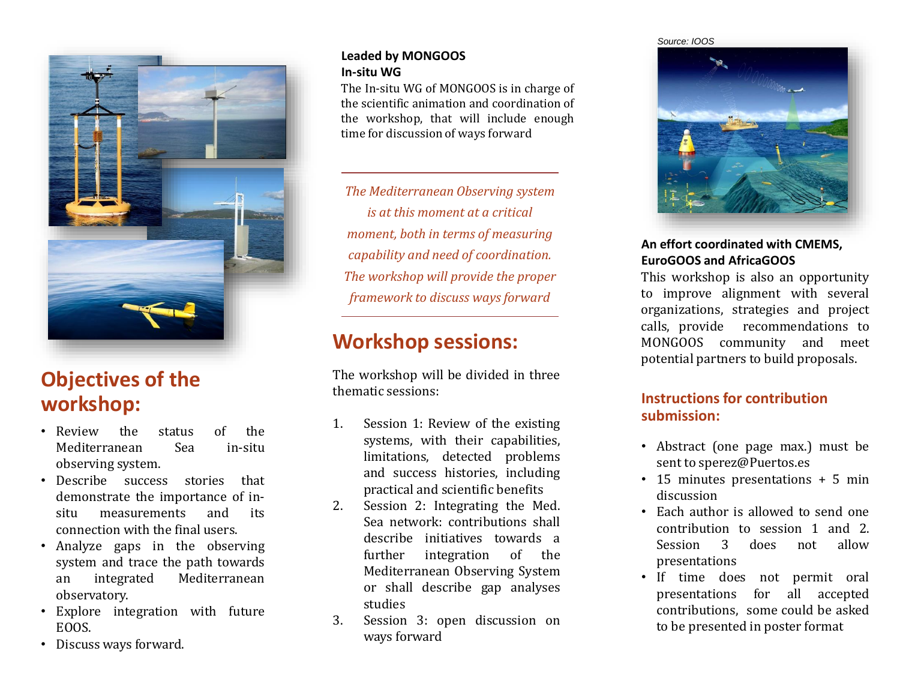## Objectives of the workshop:

- Review the status of the Mediterranean Sea in-situ observing system.
- Describe success stories that demonstrate the importance of in-situ measurements and its connection with the final users.
- Analyze gaps in the observing system and trace the path towards an integrated Mediterranean observatory.
- Explore integration with future EOOS.
- Discuss ways forward.

**Leaded by MONGOOS**
**In-situ WG**

The In-situ WG of MONGOOS is in charge of the scientific animation and coordination of the workshop, that will include enough time for discussion of ways forward

---

*The Mediterranean Observing system is at this moment at a critical moment, both in terms of measuring capability and need of coordination. The workshop will provide the proper framework to discuss ways forward*

---

## Workshop sessions:

The workshop will be divided in three thematic sessions:

1. Session 1: Review of the existing systems, with their capabilities, limitations, detected problems and success histories, including practical and scientific benefits
2. Session 2: Integrating the Med. Sea network: contributions shall describe initiatives towards a further integration of the Mediterranean Observing System or shall describe gap analyses studies
3. Session 3: open discussion on ways forward

Source: IOOS

**An effort coordinated with CMEMS, EuroGOOS and AfricaGOOS**

This workshop is also an opportunity to improve alignment with several organizations, strategies and project calls, provide recommendations to MONGOOS community and meet potential partners to build proposals.

### Instructions for contribution submission:

- Abstract (one page max.) must be sent to sperez@Puertos.es
- 15 minutes presentations + 5 min discussion
- Each author is allowed to send one contribution to session 1 and 2. Session 3 does not allow presentations
- If time does not permit oral presentations for all accepted contributions, some could be asked to be presented in poster format